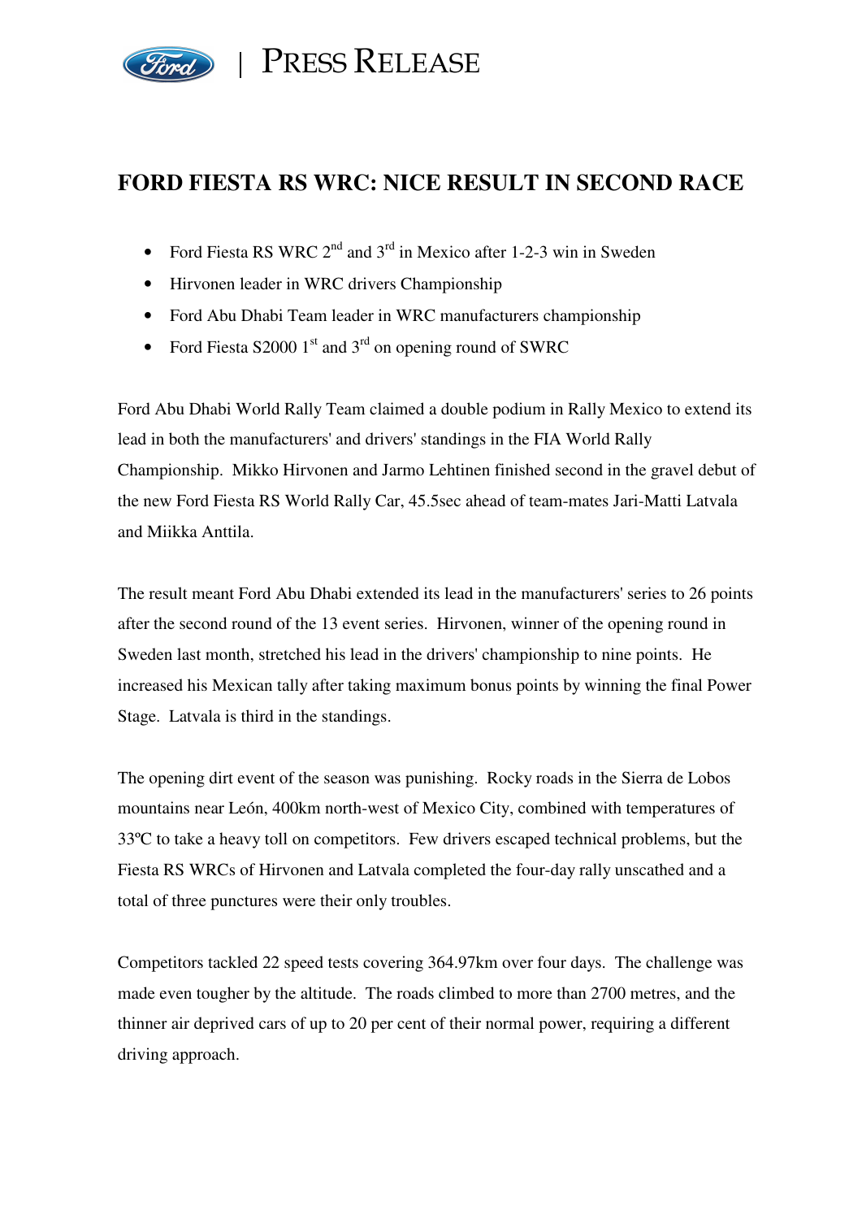# PRESS RELEASE

## FORD FIESTA RS WRC: NICE RESULT IN SECOND RACE

- Ford Fiesta RS WRC 2nd and 3rd in Mexico after 1-2-3 win in Sweden
- Hirvonen leader in WRC drivers Championship
- Ford Abu Dhabi Team leader in WRC manufacturers championship
- Ford Fiesta S2000 1st and 3rd on opening round of SWRC

Ford Abu Dhabi World Rally Team claimed a double podium in Rally Mexico to extend its lead in both the manufacturers' and drivers' standings in the FIA World Rally Championship. Mikko Hirvonen and Jarmo Lehtinen finished second in the gravel debut of the new Ford Fiesta RS World Rally Car, 45.5sec ahead of team-mates Jari-Matti Latvala and Miikka Anttila.

The result meant Ford Abu Dhabi extended its lead in the manufacturers' series to 26 points after the second round of the 13 event series. Hirvonen, winner of the opening round in Sweden last month, stretched his lead in the drivers' championship to nine points. He increased his Mexican tally after taking maximum bonus points by winning the final Power Stage. Latvala is third in the standings.

The opening dirt event of the season was punishing. Rocky roads in the Sierra de Lobos mountains near León, 400km north-west of Mexico City, combined with temperatures of 33ºC to take a heavy toll on competitors. Few drivers escaped technical problems, but the Fiesta RS WRCs of Hirvonen and Latvala completed the four-day rally unscathed and a total of three punctures were their only troubles.

Competitors tackled 22 speed tests covering 364.97km over four days. The challenge was made even tougher by the altitude. The roads climbed to more than 2700 metres, and the thinner air deprived cars of up to 20 per cent of their normal power, requiring a different driving approach.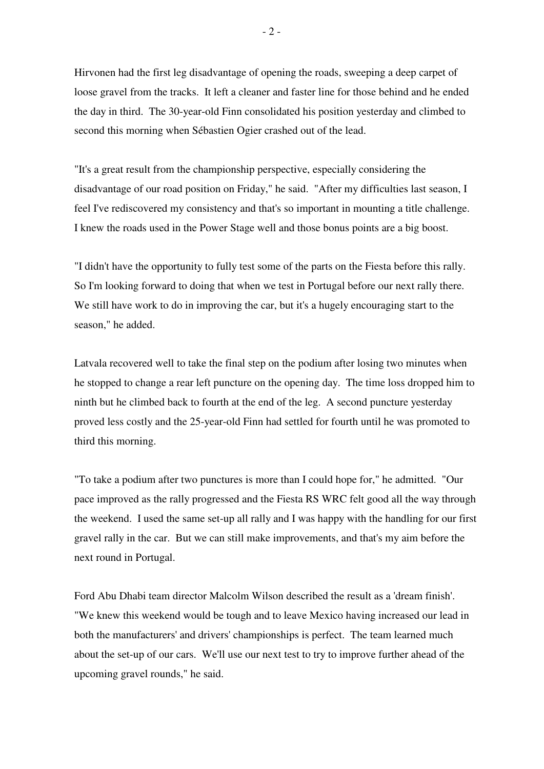Hirvonen had the first leg disadvantage of opening the roads, sweeping a deep carpet of loose gravel from the tracks. It left a cleaner and faster line for those behind and he ended the day in third. The 30-year-old Finn consolidated his position yesterday and climbed to second this morning when Sébastien Ogier crashed out of the lead.

"It's a great result from the championship perspective, especially considering the disadvantage of our road position on Friday," he said. "After my difficulties last season, I feel I've rediscovered my consistency and that's so important in mounting a title challenge. I knew the roads used in the Power Stage well and those bonus points are a big boost.

"I didn't have the opportunity to fully test some of the parts on the Fiesta before this rally. So I'm looking forward to doing that when we test in Portugal before our next rally there. We still have work to do in improving the car, but it's a hugely encouraging start to the season," he added.

Latvala recovered well to take the final step on the podium after losing two minutes when he stopped to change a rear left puncture on the opening day. The time loss dropped him to ninth but he climbed back to fourth at the end of the leg. A second puncture yesterday proved less costly and the 25-year-old Finn had settled for fourth until he was promoted to third this morning.

"To take a podium after two punctures is more than I could hope for," he admitted. "Our pace improved as the rally progressed and the Fiesta RS WRC felt good all the way through the weekend. I used the same set-up all rally and I was happy with the handling for our first gravel rally in the car. But we can still make improvements, and that's my aim before the next round in Portugal.

Ford Abu Dhabi team director Malcolm Wilson described the result as a 'dream finish'. "We knew this weekend would be tough and to leave Mexico having increased our lead in both the manufacturers' and drivers' championships is perfect. The team learned much about the set-up of our cars. We'll use our next test to try to improve further ahead of the upcoming gravel rounds," he said.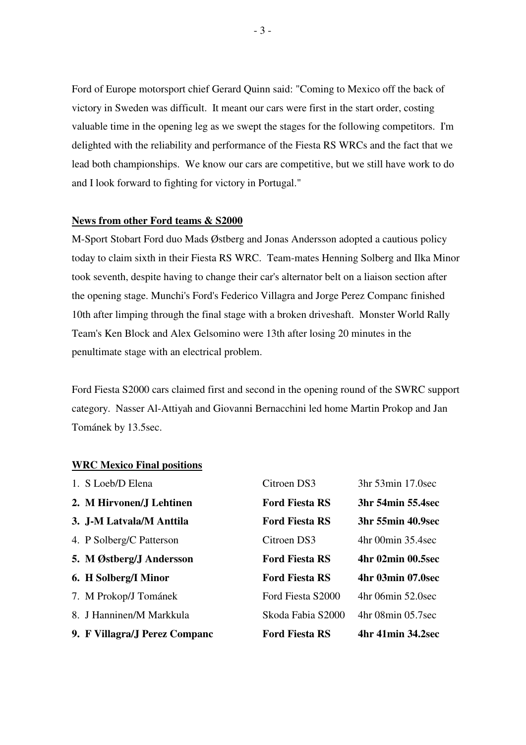Ford of Europe motorsport chief Gerard Quinn said: "Coming to Mexico off the back of victory in Sweden was difficult. It meant our cars were first in the start order, costing valuable time in the opening leg as we swept the stages for the following competitors. I'm delighted with the reliability and performance of the Fiesta RS WRCs and the fact that we lead both championships. We know our cars are competitive, but we still have work to do and I look forward to fighting for victory in Portugal."

**News from other Ford teams & S2000**

M-Sport Stobart Ford duo Mads Østberg and Jonas Andersson adopted a cautious policy today to claim sixth in their Fiesta RS WRC. Team-mates Henning Solberg and Ilka Minor took seventh, despite having to change their car's alternator belt on a liaison section after the opening stage. Munchi's Ford's Federico Villagra and Jorge Perez Companc finished 10th after limping through the final stage with a broken driveshaft. Monster World Rally Team's Ken Block and Alex Gelsomino were 13th after losing 20 minutes in the penultimate stage with an electrical problem.

Ford Fiesta S2000 cars claimed first and second in the opening round of the SWRC support category. Nasser Al-Attiyah and Giovanni Bernacchini led home Martin Prokop and Jan Tománek by 13.5sec.

**WRC Mexico Final positions**

| Pos. | Crew | Car | Time |
|---|---|---|---|
| 1. | S Loeb/D Elena | Citroen DS3 | 3hr 53min 17.0sec |
| **2.** | **M Hirvonen/J Lehtinen** | **Ford Fiesta RS** | **3hr 54min 55.4sec** |
| **3.** | **J-M Latvala/M Anttila** | **Ford Fiesta RS** | **3hr 55min 40.9sec** |
| 4. | P Solberg/C Patterson | Citroen DS3 | 4hr 00min 35.4sec |
| **5.** | **M Østberg/J Andersson** | **Ford Fiesta RS** | **4hr 02min 00.5sec** |
| **6.** | **H Solberg/I Minor** | **Ford Fiesta RS** | **4hr 03min 07.0sec** |
| 7. | M Prokop/J Tománek | Ford Fiesta S2000 | 4hr 06min 52.0sec |
| 8. | J Hanninen/M Markkula | Skoda Fabia S2000 | 4hr 08min 05.7sec |
| **9.** | **F Villagra/J Perez Companc** | **Ford Fiesta RS** | **4hr 41min 34.2sec** |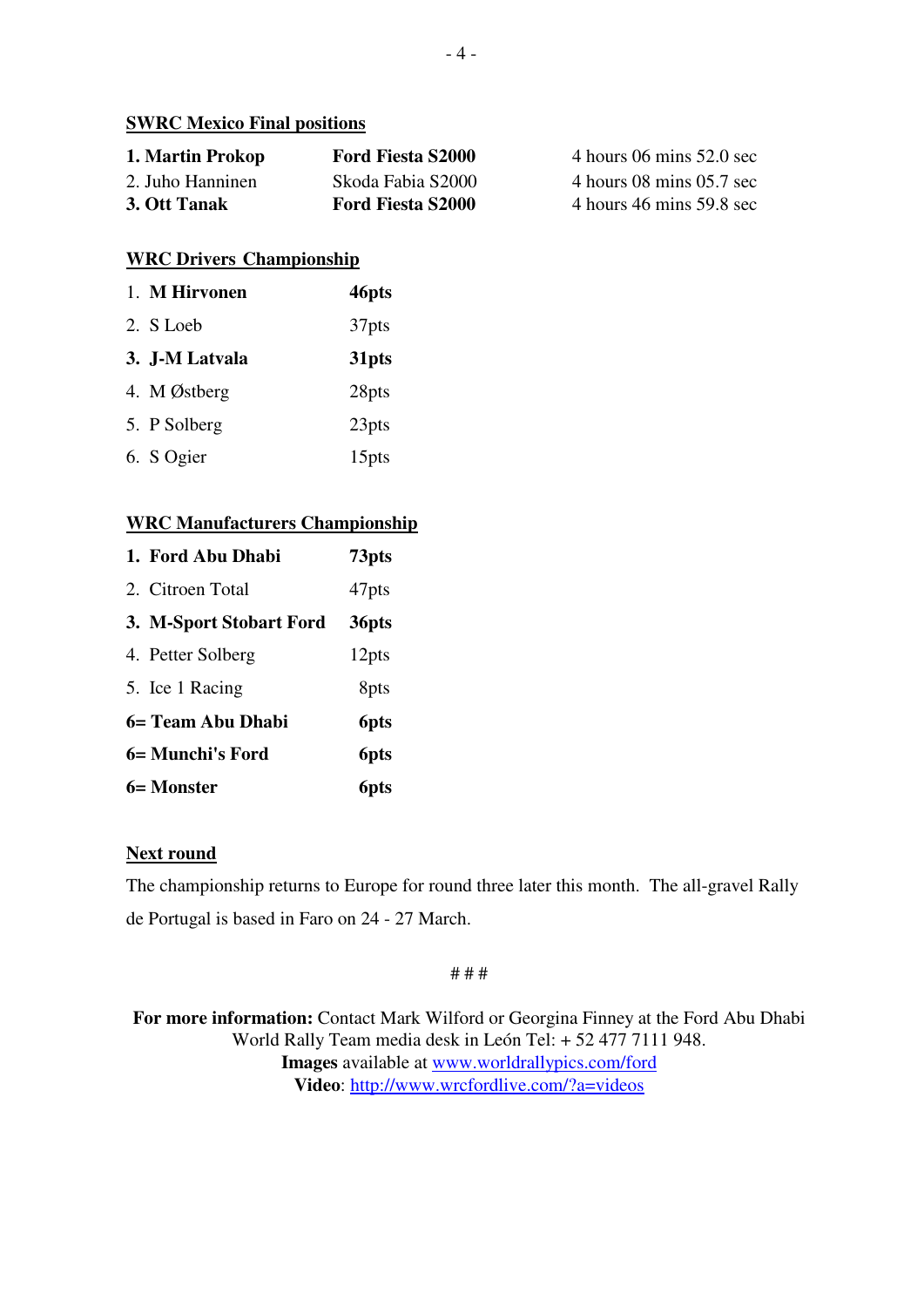**SWRC Mexico Final positions**

| | | |
|---|---|---|
| **1. Martin Prokop** | **Ford Fiesta S2000** | 4 hours 06 mins 52.0 sec |
| 2. Juho Hanninen | Skoda Fabia S2000 | 4 hours 08 mins 05.7 sec |
| **3. Ott Tanak** | **Ford Fiesta S2000** | 4 hours 46 mins 59.8 sec |

**WRC Drivers Championship**

| | |
|---|---|
| 1. **M Hirvonen** | **46pts** |
| 2. S Loeb | 37pts |
| **3. J-M Latvala** | **31pts** |
| 4. M Østberg | 28pts |
| 5. P Solberg | 23pts |
| 6. S Ogier | 15pts |

**WRC Manufacturers Championship**

| | |
|---|---|
| **1. Ford Abu Dhabi** | **73pts** |
| 2. Citroen Total | 47pts |
| **3. M-Sport Stobart Ford** | **36pts** |
| 4. Petter Solberg | 12pts |
| 5. Ice 1 Racing | 8pts |
| **6= Team Abu Dhabi** | **6pts** |
| **6= Munchi's Ford** | **6pts** |
| **6= Monster** | **6pts** |

**Next round**

The championship returns to Europe for round three later this month. The all-gravel Rally de Portugal is based in Faro on 24 - 27 March.

# # #

**For more information:** Contact Mark Wilford or Georgina Finney at the Ford Abu Dhabi World Rally Team media desk in León Tel: + 52 477 7111 948.
**Images** available at www.worldrallypics.com/ford
**Video**: http://www.wrcfordlive.com/?a=videos